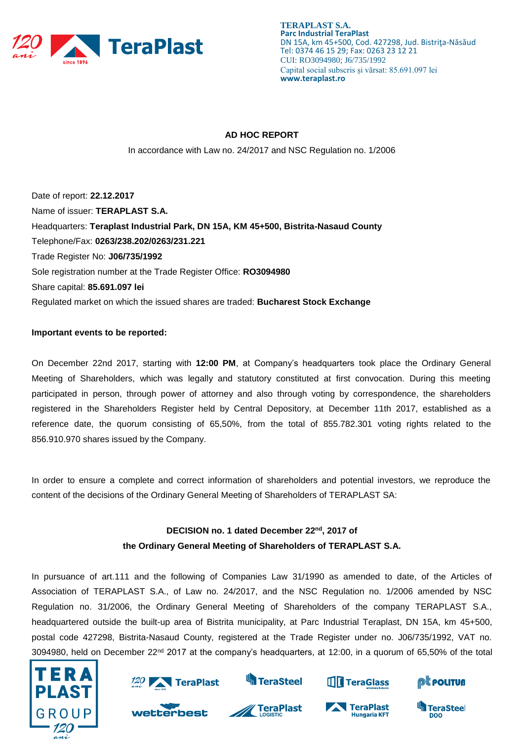**TERAPLAST S.A.**
**Parc Industrial TeraPlast**
DN 15A, km 45+500, Cod. 427298, Jud. Bistriţa-Năsăud
Tel: 0374 46 15 29; Fax: 0263 23 12 21
CUI: RO3094980; J6/735/1992
Capital social subscris şi vărsat: 85.691.097 lei
**www.teraplast.ro**

**AD HOC REPORT**

In accordance with Law no. 24/2017 and NSC Regulation no. 1/2006

Date of report: **22.12.2017**

Name of issuer: **TERAPLAST S.A.**

Headquarters: **Teraplast Industrial Park, DN 15A, KM 45+500, Bistrita-Nasaud County**

Telephone/Fax: **0263/238.202/0263/231.221**

Trade Register No: **J06/735/1992**

Sole registration number at the Trade Register Office: **RO3094980**

Share capital: **85.691.097 lei**

Regulated market on which the issued shares are traded: **Bucharest Stock Exchange**

**Important events to be reported:**

On December 22nd 2017, starting with **12:00 PM**, at Company's headquarters took place the Ordinary General Meeting of Shareholders, which was legally and statutory constituted at first convocation. During this meeting participated in person, through power of attorney and also through voting by correspondence, the shareholders registered in the Shareholders Register held by Central Depository, at December 11th 2017, established as a reference date, the quorum consisting of 65,50%, from the total of 855.782.301 voting rights related to the 856.910.970 shares issued by the Company.

In order to ensure a complete and correct information of shareholders and potential investors, we reproduce the content of the decisions of the Ordinary General Meeting of Shareholders of TERAPLAST SA:

**DECISION no. 1 dated December 22nd, 2017 of**
**the Ordinary General Meeting of Shareholders of TERAPLAST S.A.**

In pursuance of art.111 and the following of Companies Law 31/1990 as amended to date, of the Articles of Association of TERAPLAST S.A., of Law no. 24/2017, and the NSC Regulation no. 1/2006 amended by NSC Regulation no. 31/2006, the Ordinary General Meeting of Shareholders of the company TERAPLAST S.A., headquartered outside the built-up area of Bistrita municipality, at Parc Industrial Teraplast, DN 15A, km 45+500, postal code 427298, Bistrita-Nasaud County, registered at the Trade Register under no. J06/735/1992, VAT no. 3094980, held on December 22nd 2017 at the company's headquarters, at 12:00, in a quorum of 65,50% of the total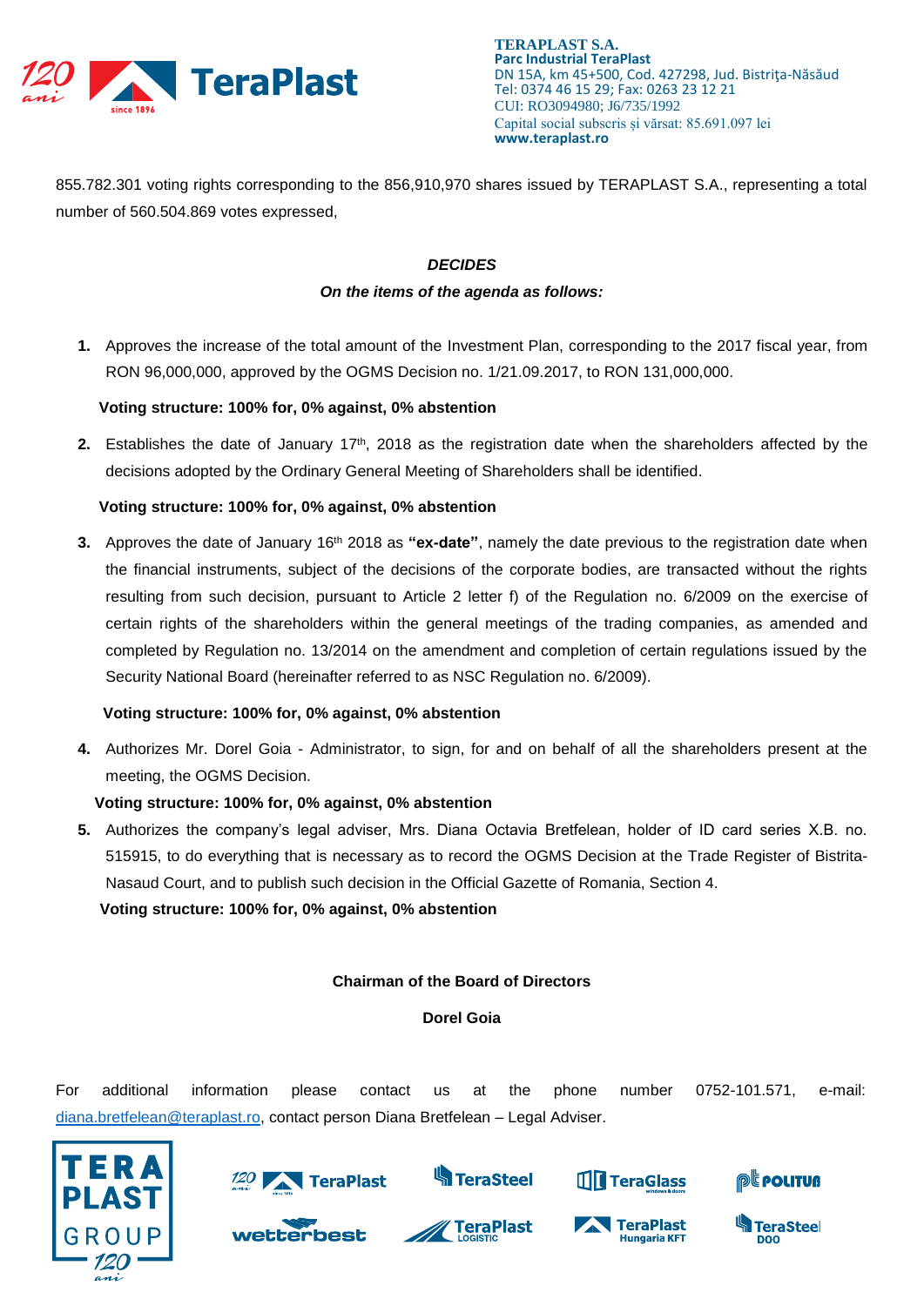855.782.301 voting rights corresponding to the 856,910,970 shares issued by TERAPLAST S.A., representing a total number of 560.504.869 votes expressed,

***DECIDES***

***On the items of the agenda as follows:***

1. Approves the increase of the total amount of the Investment Plan, corresponding to the 2017 fiscal year, from RON 96,000,000, approved by the OGMS Decision no. 1/21.09.2017, to RON 131,000,000.

   **Voting structure: 100% for, 0% against, 0% abstention**

2. Establishes the date of January 17th, 2018 as the registration date when the shareholders affected by the decisions adopted by the Ordinary General Meeting of Shareholders shall be identified.

   **Voting structure: 100% for, 0% against, 0% abstention**

3. Approves the date of January 16th 2018 as **"ex-date"**, namely the date previous to the registration date when the financial instruments, subject of the decisions of the corporate bodies, are transacted without the rights resulting from such decision, pursuant to Article 2 letter f) of the Regulation no. 6/2009 on the exercise of certain rights of the shareholders within the general meetings of the trading companies, as amended and completed by Regulation no. 13/2014 on the amendment and completion of certain regulations issued by the Security National Board (hereinafter referred to as NSC Regulation no. 6/2009).

   **Voting structure: 100% for, 0% against, 0% abstention**

4. Authorizes Mr. Dorel Goia - Administrator, to sign, for and on behalf of all the shareholders present at the meeting, the OGMS Decision.

   **Voting structure: 100% for, 0% against, 0% abstention**

5. Authorizes the company's legal adviser, Mrs. Diana Octavia Bretfelean, holder of ID card series X.B. no. 515915, to do everything that is necessary as to record the OGMS Decision at the Trade Register of Bistrita-Nasaud Court, and to publish such decision in the Official Gazette of Romania, Section 4.

   **Voting structure: 100% for, 0% against, 0% abstention**

**Chairman of the Board of Directors**

**Dorel Goia**

For additional information please contact us at the phone number 0752-101.571, e-mail: diana.bretfelean@teraplast.ro, contact person Diana Bretfelean – Legal Adviser.